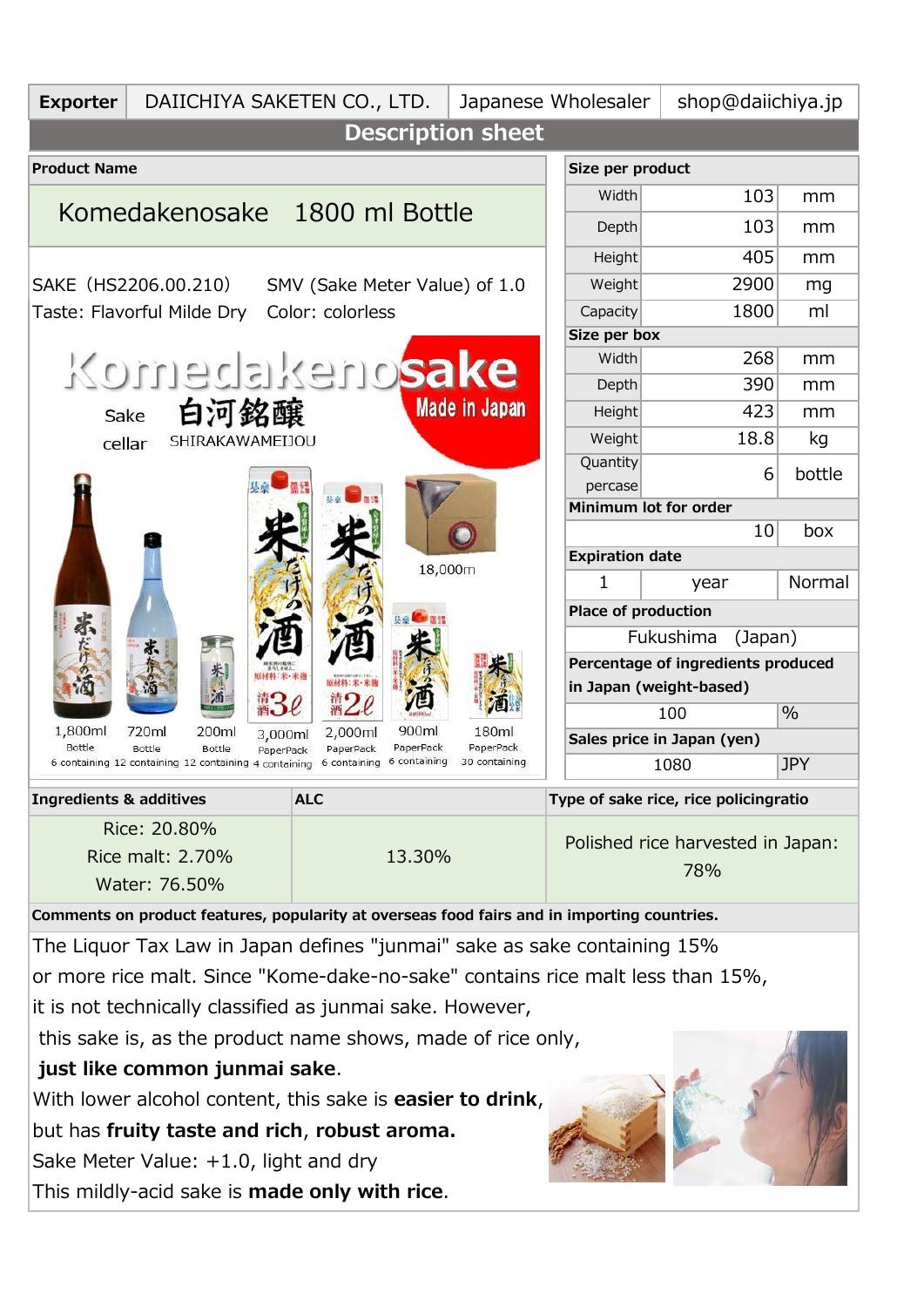| Exporter | DAIICHIYA SAKETEN CO., LTD. | Japanese Wholesaler | shop@daiichiya.jp |
|---|---|---|---|

## Description sheet

**Product Name**

Komedakenosake　1800 ml Bottle

SAKE（HS2206.00.210)　SMV (Sake Meter Value) of 1.0

Taste: Flavorful Milde Dry　Color: colorless

Komedakenosake

Sake cellar 白河銘醸 SHIRAKAWAMEIJOU

Made in Japan

| 1,800ml | 720ml | 200ml | 3,000ml | 2,000ml | 900ml | 180ml | 18,000ml |
|---|---|---|---|---|---|---|---|
| Bottle | Bottle | Bottle | PaperPack | PaperPack | PaperPack | PaperPack | |
| 6 containing | 12 containing | 12 containing | 4 containing | 6 containing | 6 containing | 30 containing | |

| **Size per product** | | |
|---|---|---|
| Width | 103 | mm |
| Depth | 103 | mm |
| Height | 405 | mm |
| Weight | 2900 | mg |
| Capacity | 1800 | ml |
| **Size per box** | | |
| Width | 268 | mm |
| Depth | 390 | mm |
| Height | 423 | mm |
| Weight | 18.8 | kg |
| Quantity percase | 6 | bottle |
| **Minimum lot for order** | | |
| | 10 | box |
| **Expiration date** | | |
| 1 | year | Normal |
| **Place of production** | | |
| Fukushima　(Japan) | | |
| **Percentage of ingredients produced in Japan (weight-based)** | | |
| 100 | % | |
| **Sales price in Japan (yen)** | | |
| 1080 | JPY | |

| Ingredients & additives | ALC | Type of sake rice, rice policingratio |
|---|---|---|
| Rice: 20.80%<br>Rice malt: 2.70%<br>Water: 76.50% | 13.30% | Polished rice harvested in Japan: 78% |

**Comments on product features, popularity at overseas food fairs and in importing countries.**

The Liquor Tax Law in Japan defines "junmai" sake as sake containing 15% or more rice malt. Since "Kome-dake-no-sake" contains rice malt less than 15%, it is not technically classified as junmai sake. However, this sake is, as the product name shows, made of rice only, **just like common junmai sake**.

With lower alcohol content, this sake is **easier to drink**, but has **fruity taste and rich**, **robust aroma.**

Sake Meter Value: +1.0, light and dry

This mildly-acid sake is **made only with rice**.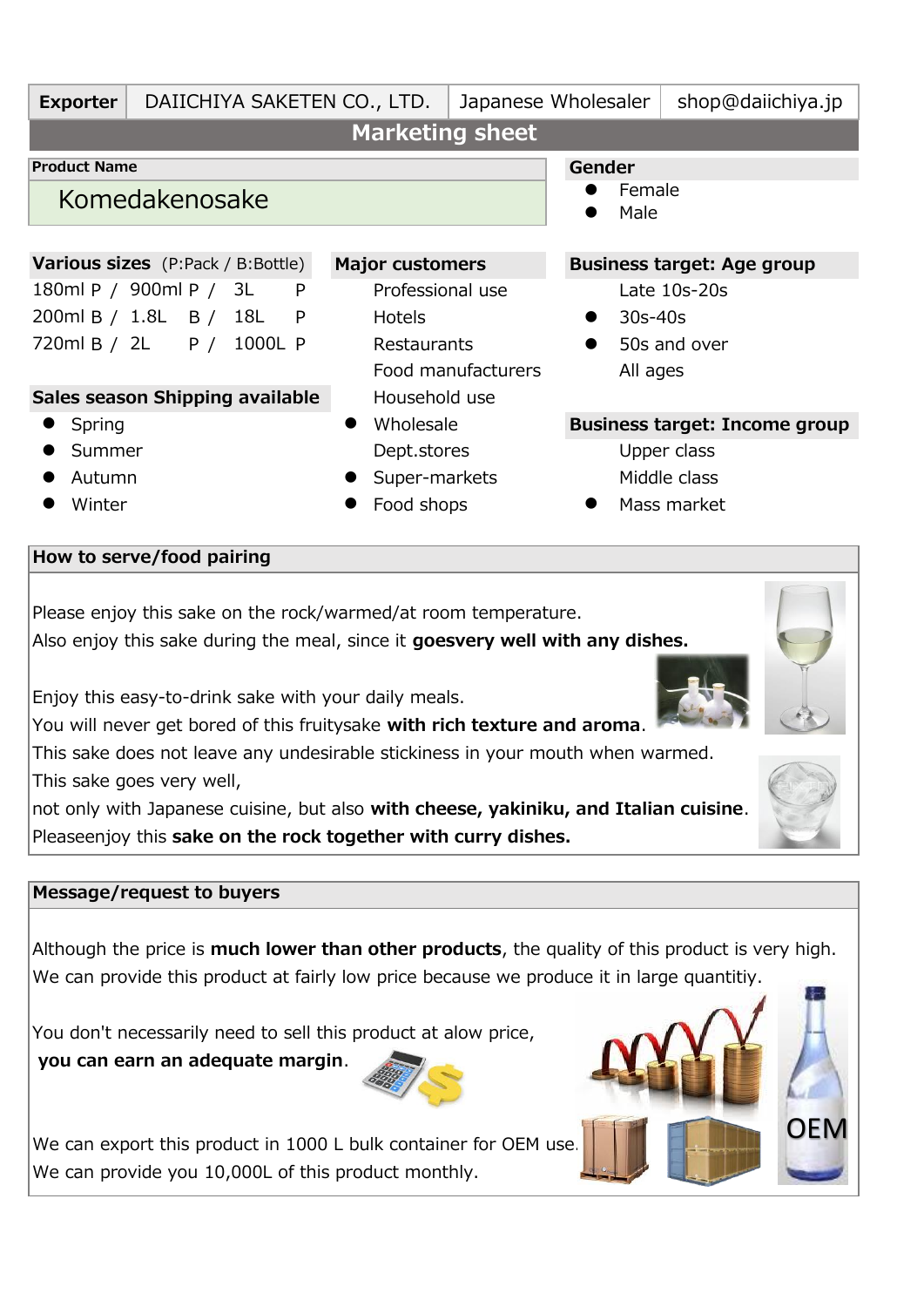| Exporter | DAIICHIYA SAKETEN CO., LTD. | Japanese Wholesaler | shop@daiichiya.jp |
|---|---|---|---|

## Marketing sheet

**Product Name**

Komedakenosake

**Gender**

- ● Female
- ● Male

**Various sizes** (P:Pack / B:Bottle)

| | | |
|---|---|---|
| 180ml P | 900ml P | 3L P |
| 200ml B | 1.8L B | 18L P |
| 720ml B | 2L P | 1000L P |

**Sales season Shipping available**

- ● Spring
- ● Summer
- ● Autumn
- ● Winter

**Major customers**

- Professional use
- Hotels
- Restaurants
- Food manufacturers
- Household use
- ● Wholesale
- Dept.stores
- ● Super-markets
- ● Food shops

**Business target: Age group**

- Late 10s-20s
- ● 30s-40s
- ● 50s and over
- All ages

**Business target: Income group**

- Upper class
- Middle class
- ● Mass market

### How to serve/food pairing

Please enjoy this sake on the rock/warmed/at room temperature.
Also enjoy this sake during the meal, since it **goesvery well with any dishes.**

Enjoy this easy-to-drink sake with your daily meals.
You will never get bored of this fruitysake **with rich texture and aroma**.
This sake does not leave any undesirable stickiness in your mouth when warmed.
This sake goes very well,
not only with Japanese cuisine, but also **with cheese, yakiniku, and Italian cuisine**.
Pleaseenjoy this **sake on the rock together with curry dishes.**

### Message/request to buyers

Although the price is **much lower than other products**, the quality of this product is very high.
We can provide this product at fairly low price because we produce it in large quantitiy.

You don't necessarily need to sell this product at alow price,
**you can earn an adequate margin**.

We can export this product in 1000 L bulk container for OEM use.
We can provide you 10,000L of this product monthly.